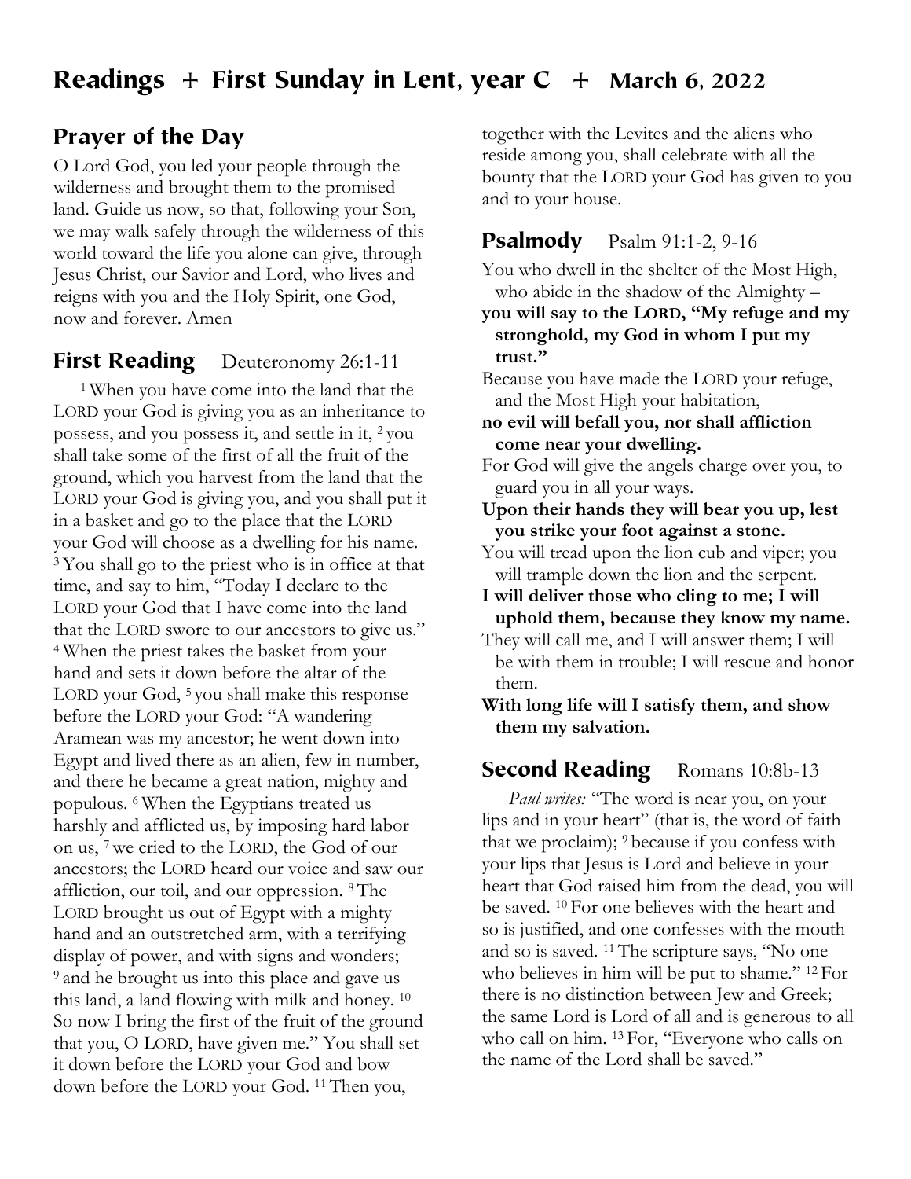# Readings + First Sunday in Lent, year C + March 6, 2022

## Prayer of the Day

O Lord God, you led your people through the wilderness and brought them to the promised land. Guide us now, so that, following your Son, we may walk safely through the wilderness of this world toward the life you alone can give, through Jesus Christ, our Savior and Lord, who lives and reigns with you and the Holy Spirit, one God, now and forever. Amen

## First Reading Deuteronomy 26:1-11

[1] When you have come into the land that the LORD your God is giving you as an inheritance to possess, and you possess it, and settle in it, [2] you shall take some of the first of all the fruit of the ground, which you harvest from the land that the LORD your God is giving you, and you shall put it in a basket and go to the place that the LORD your God will choose as a dwelling for his name. [3] You shall go to the priest who is in office at that time, and say to him, "Today I declare to the LORD your God that I have come into the land that the LORD swore to our ancestors to give us." [4] When the priest takes the basket from your hand and sets it down before the altar of the LORD your God, [5] you shall make this response before the LORD your God: "A wandering Aramean was my ancestor; he went down into Egypt and lived there as an alien, few in number, and there he became a great nation, mighty and populous. [6] When the Egyptians treated us harshly and afflicted us, by imposing hard labor on us, [7] we cried to the LORD, the God of our ancestors; the LORD heard our voice and saw our affliction, our toil, and our oppression. [8] The LORD brought us out of Egypt with a mighty hand and an outstretched arm, with a terrifying display of power, and with signs and wonders; [9] and he brought us into this place and gave us this land, a land flowing with milk and honey. [10] So now I bring the first of the fruit of the ground that you, O LORD, have given me." You shall set it down before the LORD your God and bow down before the LORD your God. [11] Then you, together with the Levites and the aliens who reside among you, shall celebrate with all the bounty that the LORD your God has given to you and to your house.

## Psalmody Psalm 91:1-2, 9-16

You who dwell in the shelter of the Most High, who abide in the shadow of the Almighty –

**you will say to the LORD, "My refuge and my stronghold, my God in whom I put my trust."**

Because you have made the LORD your refuge, and the Most High your habitation,

**no evil will befall you, nor shall affliction come near your dwelling.**

For God will give the angels charge over you, to guard you in all your ways.

**Upon their hands they will bear you up, lest you strike your foot against a stone.**

You will tread upon the lion cub and viper; you will trample down the lion and the serpent.

**I will deliver those who cling to me; I will uphold them, because they know my name.**

They will call me, and I will answer them; I will be with them in trouble; I will rescue and honor them.

**With long life will I satisfy them, and show them my salvation.**

## Second Reading Romans 10:8b-13

*Paul writes:* "The word is near you, on your lips and in your heart" (that is, the word of faith that we proclaim); [9] because if you confess with your lips that Jesus is Lord and believe in your heart that God raised him from the dead, you will be saved. [10] For one believes with the heart and so is justified, and one confesses with the mouth and so is saved. [11] The scripture says, "No one who believes in him will be put to shame." [12] For there is no distinction between Jew and Greek; the same Lord is Lord of all and is generous to all who call on him. [13] For, "Everyone who calls on the name of the Lord shall be saved."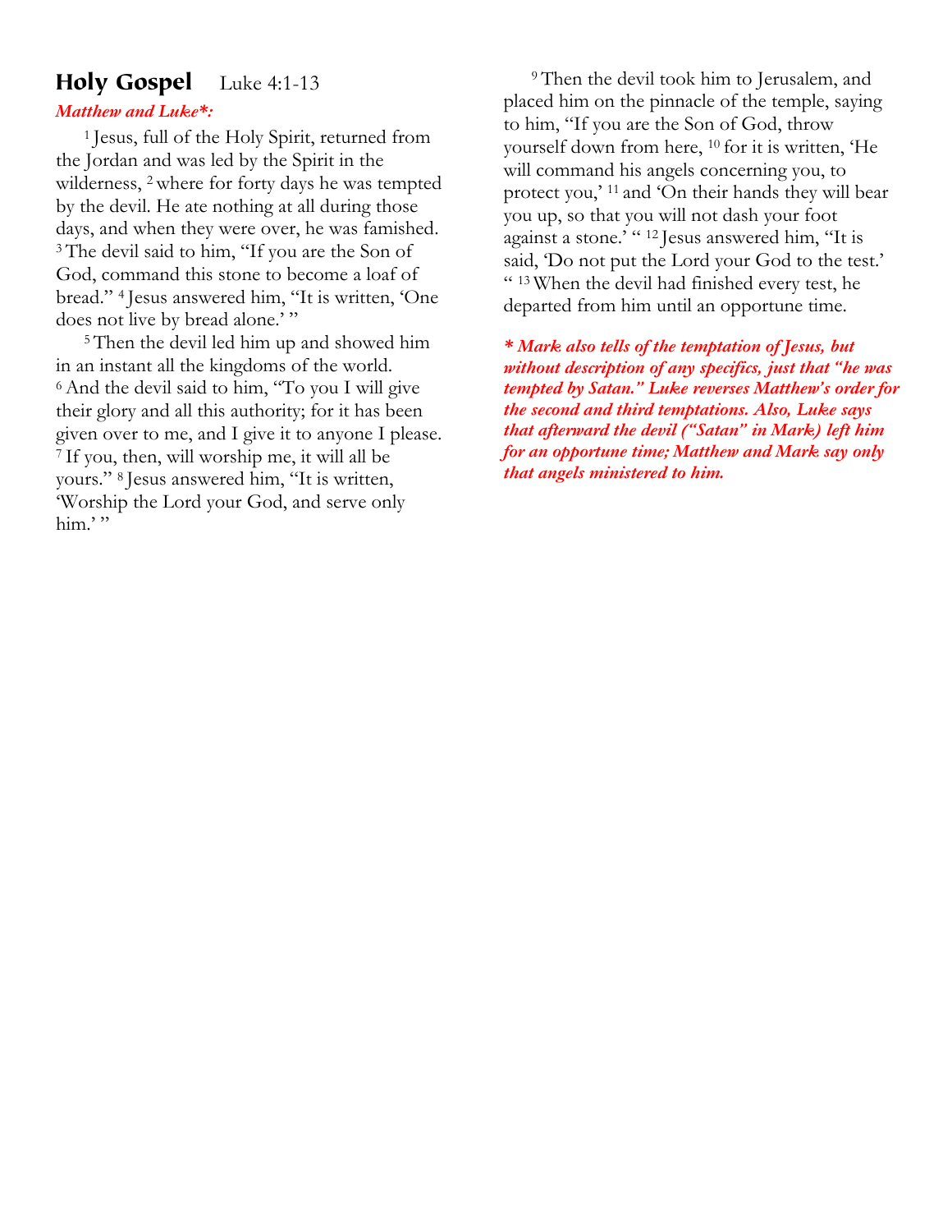## Holy Gospel    Luke 4:1-13

***Matthew and Luke*:***

[1] Jesus, full of the Holy Spirit, returned from the Jordan and was led by the Spirit in the wilderness, [2] where for forty days he was tempted by the devil. He ate nothing at all during those days, and when they were over, he was famished. [3] The devil said to him, "If you are the Son of God, command this stone to become a loaf of bread." [4] Jesus answered him, "It is written, 'One does not live by bread alone.' "

[5] Then the devil led him up and showed him in an instant all the kingdoms of the world. [6] And the devil said to him, "To you I will give their glory and all this authority; for it has been given over to me, and I give it to anyone I please. [7] If you, then, will worship me, it will all be yours." [8] Jesus answered him, "It is written, 'Worship the Lord your God, and serve only him.' "

[9] Then the devil took him to Jerusalem, and placed him on the pinnacle of the temple, saying to him, "If you are the Son of God, throw yourself down from here, [10] for it is written, 'He will command his angels concerning you, to protect you,' [11] and 'On their hands they will bear you up, so that you will not dash your foot against a stone.' " [12] Jesus answered him, "It is said, 'Do not put the Lord your God to the test.' " [13] When the devil had finished every test, he departed from him until an opportune time.

***\* Mark also tells of the temptation of Jesus, but without description of any specifics, just that "he was tempted by Satan." Luke reverses Matthew's order for the second and third temptations. Also, Luke says that afterward the devil ("Satan" in Mark) left him for an opportune time; Matthew and Mark say only that angels ministered to him.***